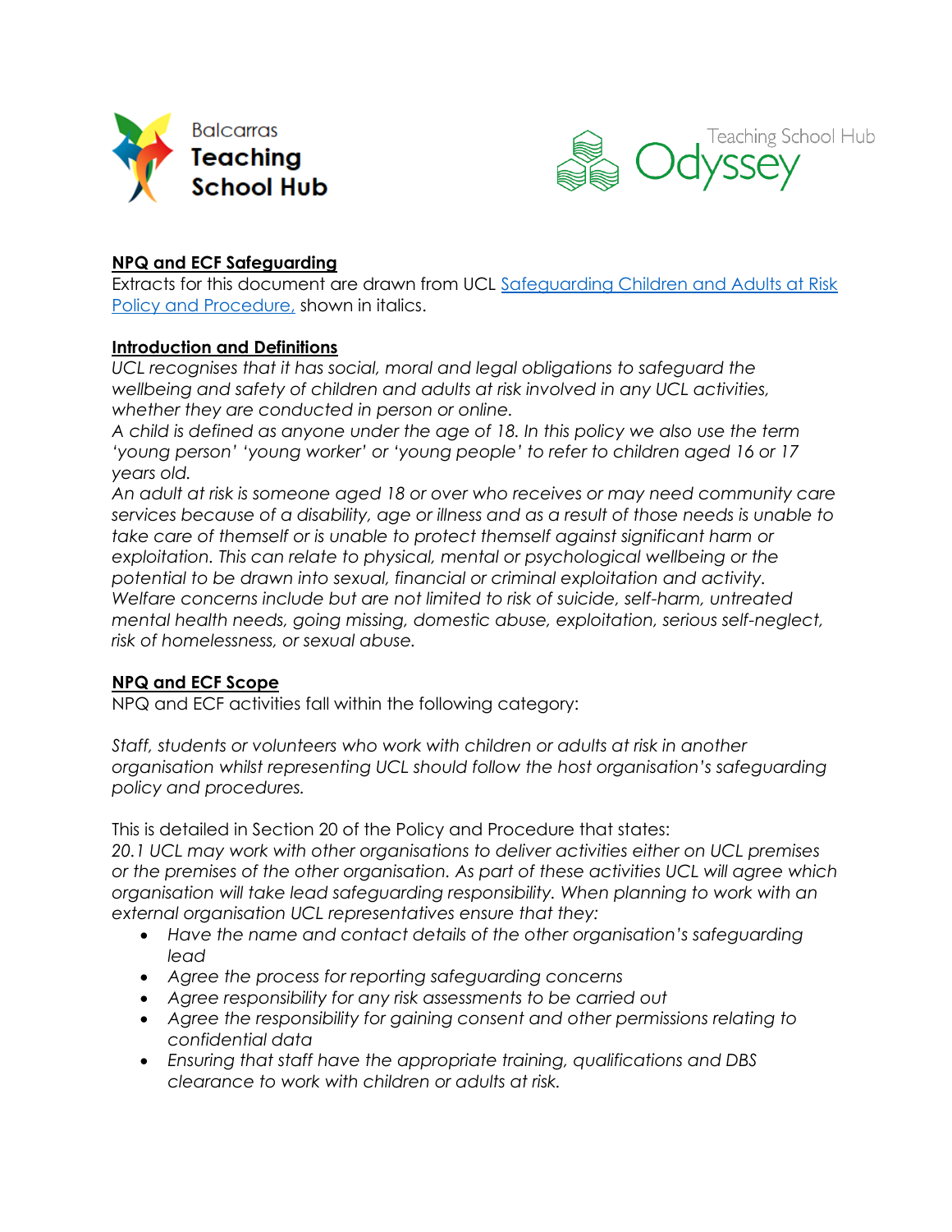Balcarras **Teaching School Hub**

Teaching School Hub Odyssey

## NPQ and ECF Safeguarding

Extracts for this document are drawn from UCL Safeguarding Children and Adults at Risk Policy and Procedure, shown in italics.

## Introduction and Definitions

*UCL recognises that it has social, moral and legal obligations to safeguard the wellbeing and safety of children and adults at risk involved in any UCL activities, whether they are conducted in person or online.*

*A child is defined as anyone under the age of 18. In this policy we also use the term 'young person' 'young worker' or 'young people' to refer to children aged 16 or 17 years old.*

*An adult at risk is someone aged 18 or over who receives or may need community care services because of a disability, age or illness and as a result of those needs is unable to take care of themself or is unable to protect themself against significant harm or exploitation. This can relate to physical, mental or psychological wellbeing or the potential to be drawn into sexual, financial or criminal exploitation and activity.*

*Welfare concerns include but are not limited to risk of suicide, self-harm, untreated mental health needs, going missing, domestic abuse, exploitation, serious self-neglect, risk of homelessness, or sexual abuse.*

## NPQ and ECF Scope

NPQ and ECF activities fall within the following category:

*Staff, students or volunteers who work with children or adults at risk in another organisation whilst representing UCL should follow the host organisation's safeguarding policy and procedures.*

This is detailed in Section 20 of the Policy and Procedure that states:

*20.1 UCL may work with other organisations to deliver activities either on UCL premises or the premises of the other organisation. As part of these activities UCL will agree which organisation will take lead safeguarding responsibility. When planning to work with an external organisation UCL representatives ensure that they:*

- *Have the name and contact details of the other organisation's safeguarding lead*
- *Agree the process for reporting safeguarding concerns*
- *Agree responsibility for any risk assessments to be carried out*
- *Agree the responsibility for gaining consent and other permissions relating to confidential data*
- *Ensuring that staff have the appropriate training, qualifications and DBS clearance to work with children or adults at risk.*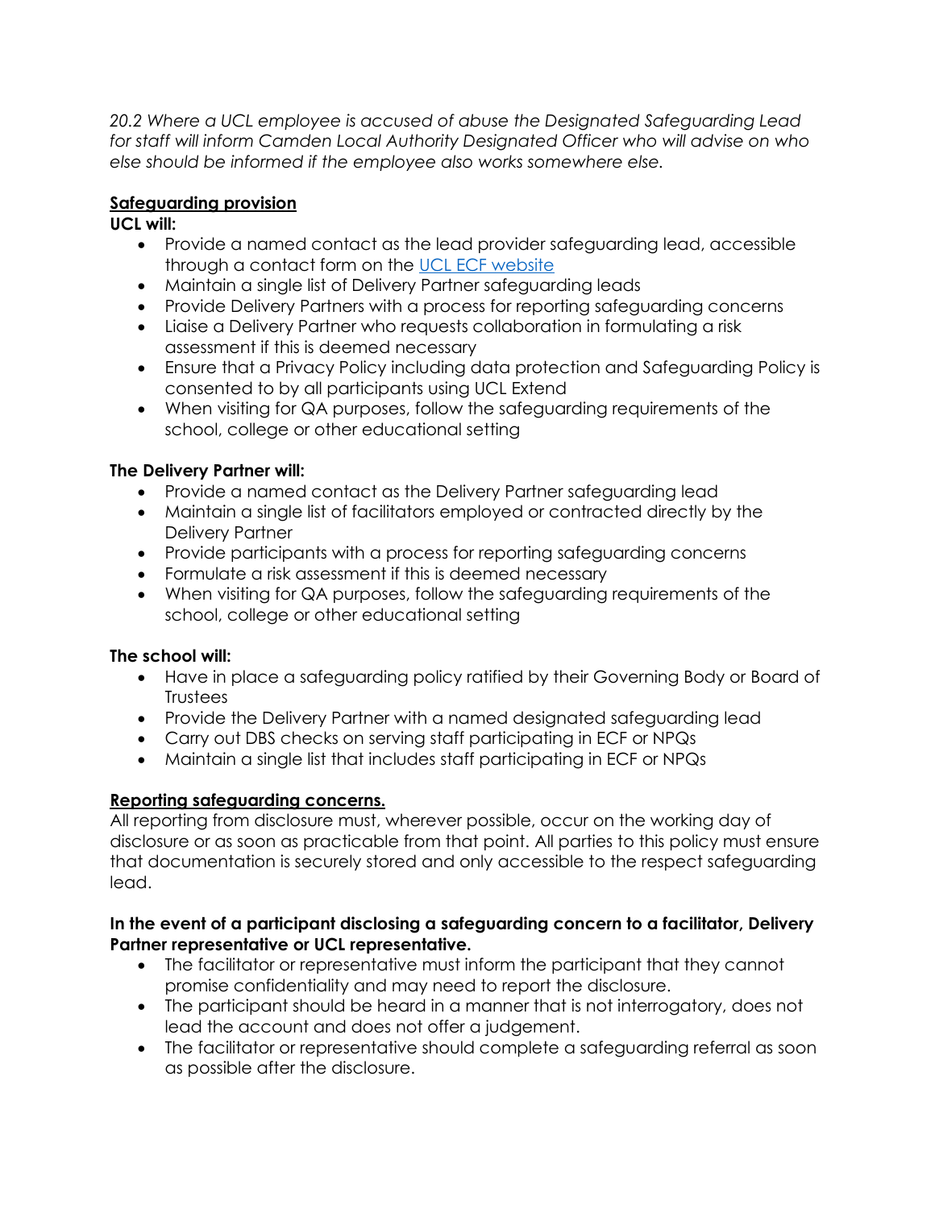*20.2 Where a UCL employee is accused of abuse the Designated Safeguarding Lead for staff will inform Camden Local Authority Designated Officer who will advise on who else should be informed if the employee also works somewhere else.*

## Safeguarding provision

**UCL will:**

- Provide a named contact as the lead provider safeguarding lead, accessible through a contact form on the [UCL ECF website]
- Maintain a single list of Delivery Partner safeguarding leads
- Provide Delivery Partners with a process for reporting safeguarding concerns
- Liaise a Delivery Partner who requests collaboration in formulating a risk assessment if this is deemed necessary
- Ensure that a Privacy Policy including data protection and Safeguarding Policy is consented to by all participants using UCL Extend
- When visiting for QA purposes, follow the safeguarding requirements of the school, college or other educational setting

**The Delivery Partner will:**

- Provide a named contact as the Delivery Partner safeguarding lead
- Maintain a single list of facilitators employed or contracted directly by the Delivery Partner
- Provide participants with a process for reporting safeguarding concerns
- Formulate a risk assessment if this is deemed necessary
- When visiting for QA purposes, follow the safeguarding requirements of the school, college or other educational setting

**The school will:**

- Have in place a safeguarding policy ratified by their Governing Body or Board of Trustees
- Provide the Delivery Partner with a named designated safeguarding lead
- Carry out DBS checks on serving staff participating in ECF or NPQs
- Maintain a single list that includes staff participating in ECF or NPQs

## Reporting safeguarding concerns.

All reporting from disclosure must, wherever possible, occur on the working day of disclosure or as soon as practicable from that point. All parties to this policy must ensure that documentation is securely stored and only accessible to the respect safeguarding lead.

**In the event of a participant disclosing a safeguarding concern to a facilitator, Delivery Partner representative or UCL representative.**

- The facilitator or representative must inform the participant that they cannot promise confidentiality and may need to report the disclosure.
- The participant should be heard in a manner that is not interrogatory, does not lead the account and does not offer a judgement.
- The facilitator or representative should complete a safeguarding referral as soon as possible after the disclosure.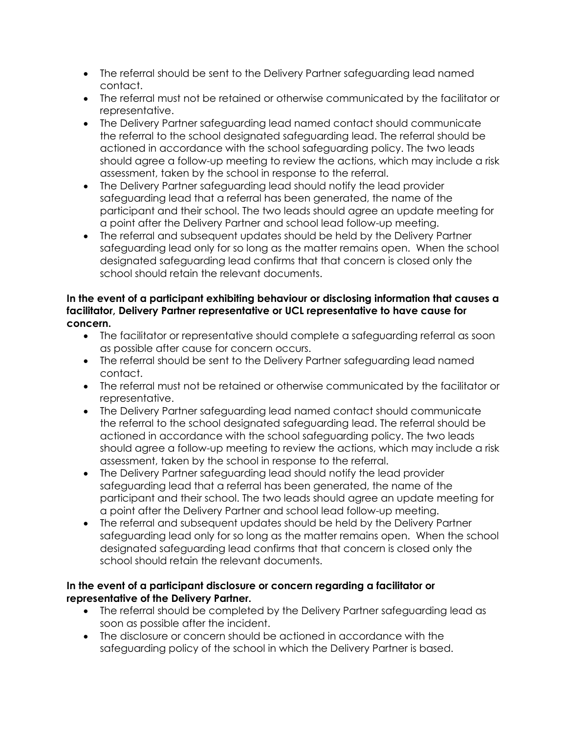- The referral should be sent to the Delivery Partner safeguarding lead named contact.
- The referral must not be retained or otherwise communicated by the facilitator or representative.
- The Delivery Partner safeguarding lead named contact should communicate the referral to the school designated safeguarding lead. The referral should be actioned in accordance with the school safeguarding policy. The two leads should agree a follow-up meeting to review the actions, which may include a risk assessment, taken by the school in response to the referral.
- The Delivery Partner safeguarding lead should notify the lead provider safeguarding lead that a referral has been generated, the name of the participant and their school. The two leads should agree an update meeting for a point after the Delivery Partner and school lead follow-up meeting.
- The referral and subsequent updates should be held by the Delivery Partner safeguarding lead only for so long as the matter remains open. When the school designated safeguarding lead confirms that that concern is closed only the school should retain the relevant documents.

**In the event of a participant exhibiting behaviour or disclosing information that causes a facilitator, Delivery Partner representative or UCL representative to have cause for concern.**

- The facilitator or representative should complete a safeguarding referral as soon as possible after cause for concern occurs.
- The referral should be sent to the Delivery Partner safeguarding lead named contact.
- The referral must not be retained or otherwise communicated by the facilitator or representative.
- The Delivery Partner safeguarding lead named contact should communicate the referral to the school designated safeguarding lead. The referral should be actioned in accordance with the school safeguarding policy. The two leads should agree a follow-up meeting to review the actions, which may include a risk assessment, taken by the school in response to the referral.
- The Delivery Partner safeguarding lead should notify the lead provider safeguarding lead that a referral has been generated, the name of the participant and their school. The two leads should agree an update meeting for a point after the Delivery Partner and school lead follow-up meeting.
- The referral and subsequent updates should be held by the Delivery Partner safeguarding lead only for so long as the matter remains open. When the school designated safeguarding lead confirms that that concern is closed only the school should retain the relevant documents.

**In the event of a participant disclosure or concern regarding a facilitator or representative of the Delivery Partner.**

- The referral should be completed by the Delivery Partner safeguarding lead as soon as possible after the incident.
- The disclosure or concern should be actioned in accordance with the safeguarding policy of the school in which the Delivery Partner is based.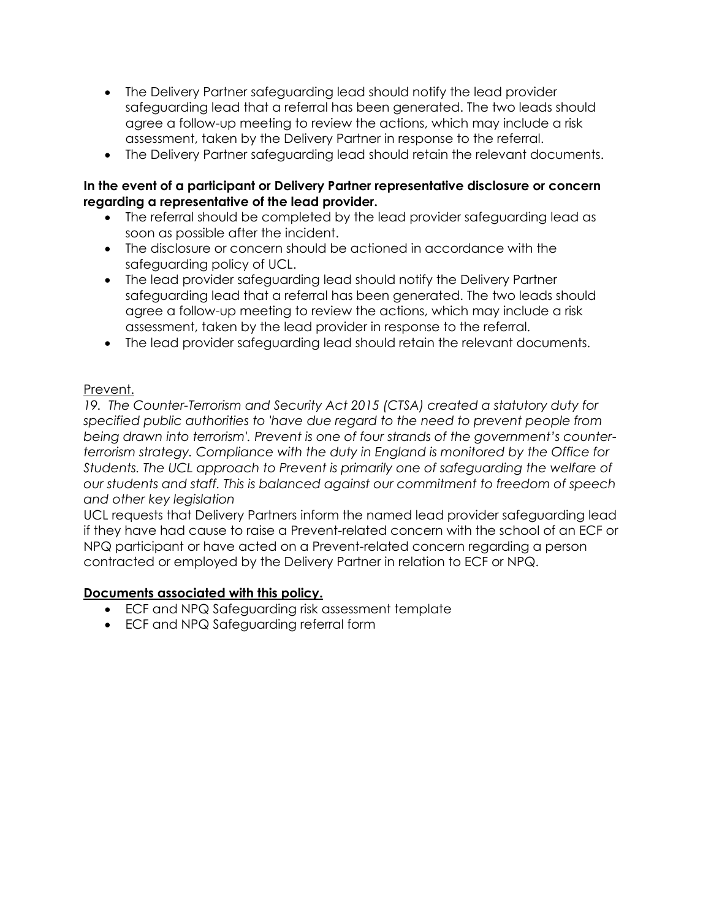- The Delivery Partner safeguarding lead should notify the lead provider safeguarding lead that a referral has been generated. The two leads should agree a follow-up meeting to review the actions, which may include a risk assessment, taken by the Delivery Partner in response to the referral.
- The Delivery Partner safeguarding lead should retain the relevant documents.

**In the event of a participant or Delivery Partner representative disclosure or concern regarding a representative of the lead provider.**

- The referral should be completed by the lead provider safeguarding lead as soon as possible after the incident.
- The disclosure or concern should be actioned in accordance with the safeguarding policy of UCL.
- The lead provider safeguarding lead should notify the Delivery Partner safeguarding lead that a referral has been generated. The two leads should agree a follow-up meeting to review the actions, which may include a risk assessment, taken by the lead provider in response to the referral.
- The lead provider safeguarding lead should retain the relevant documents.

<u>Prevent.</u>

*19. The Counter-Terrorism and Security Act 2015 (CTSA) created a statutory duty for specified public authorities to 'have due regard to the need to prevent people from being drawn into terrorism'. Prevent is one of four strands of the government's counter-terrorism strategy. Compliance with the duty in England is monitored by the Office for Students. The UCL approach to Prevent is primarily one of safeguarding the welfare of our students and staff. This is balanced against our commitment to freedom of speech and other key legislation*

UCL requests that Delivery Partners inform the named lead provider safeguarding lead if they have had cause to raise a Prevent-related concern with the school of an ECF or NPQ participant or have acted on a Prevent-related concern regarding a person contracted or employed by the Delivery Partner in relation to ECF or NPQ.

**<u>Documents associated with this policy.</u>**

- ECF and NPQ Safeguarding risk assessment template
- ECF and NPQ Safeguarding referral form